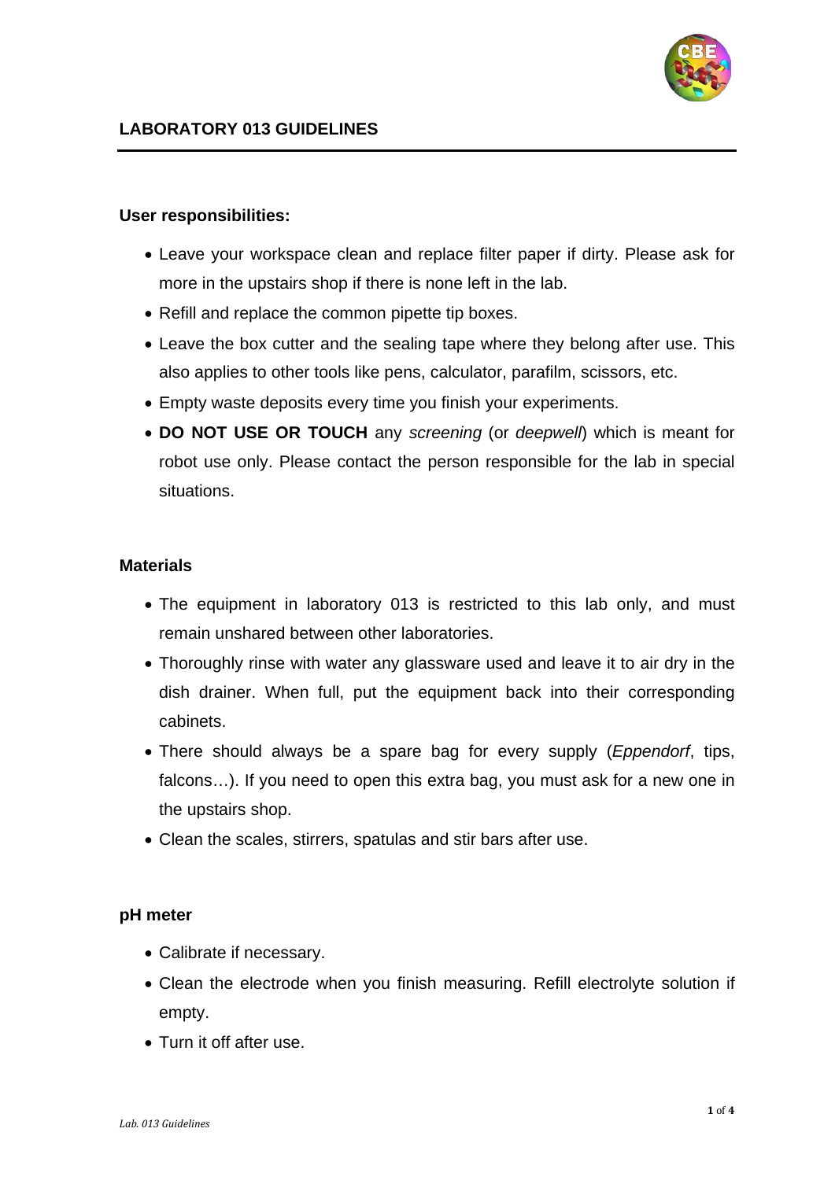# LABORATORY 013 GUIDELINES

## User responsibilities:

- Leave your workspace clean and replace filter paper if dirty. Please ask for more in the upstairs shop if there is none left in the lab.
- Refill and replace the common pipette tip boxes.
- Leave the box cutter and the sealing tape where they belong after use. This also applies to other tools like pens, calculator, parafilm, scissors, etc.
- Empty waste deposits every time you finish your experiments.
- **DO NOT USE OR TOUCH** any *screening* (or *deepwell*) which is meant for robot use only. Please contact the person responsible for the lab in special situations.

## Materials

- The equipment in laboratory 013 is restricted to this lab only, and must remain unshared between other laboratories.
- Thoroughly rinse with water any glassware used and leave it to air dry in the dish drainer. When full, put the equipment back into their corresponding cabinets.
- There should always be a spare bag for every supply (*Eppendorf*, tips, falcons…). If you need to open this extra bag, you must ask for a new one in the upstairs shop.
- Clean the scales, stirrers, spatulas and stir bars after use.

## pH meter

- Calibrate if necessary.
- Clean the electrode when you finish measuring. Refill electrolyte solution if empty.
- Turn it off after use.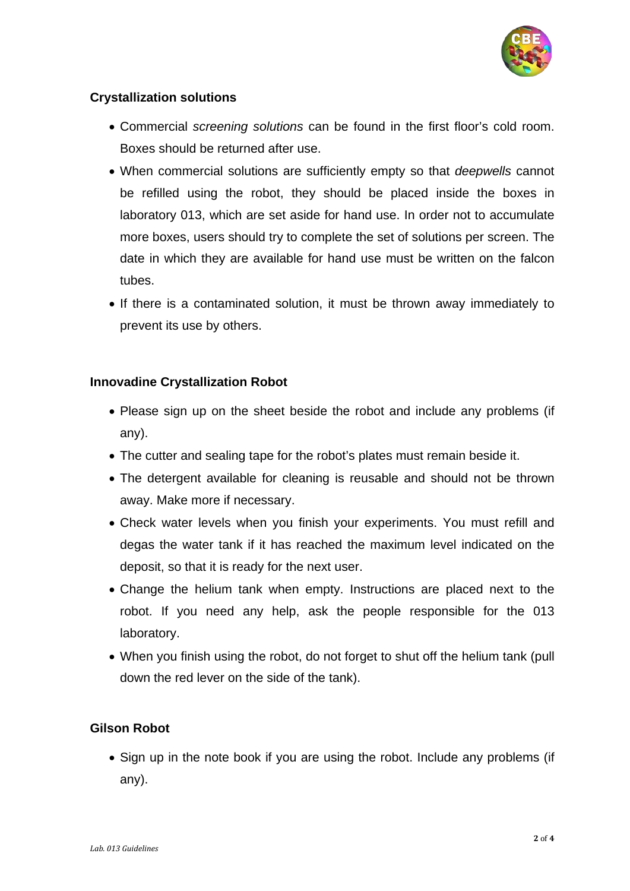## Crystallization solutions

- Commercial *screening solutions* can be found in the first floor's cold room. Boxes should be returned after use.
- When commercial solutions are sufficiently empty so that *deepwells* cannot be refilled using the robot, they should be placed inside the boxes in laboratory 013, which are set aside for hand use. In order not to accumulate more boxes, users should try to complete the set of solutions per screen. The date in which they are available for hand use must be written on the falcon tubes.
- If there is a contaminated solution, it must be thrown away immediately to prevent its use by others.

## Innovadine Crystallization Robot

- Please sign up on the sheet beside the robot and include any problems (if any).
- The cutter and sealing tape for the robot's plates must remain beside it.
- The detergent available for cleaning is reusable and should not be thrown away. Make more if necessary.
- Check water levels when you finish your experiments. You must refill and degas the water tank if it has reached the maximum level indicated on the deposit, so that it is ready for the next user.
- Change the helium tank when empty. Instructions are placed next to the robot. If you need any help, ask the people responsible for the 013 laboratory.
- When you finish using the robot, do not forget to shut off the helium tank (pull down the red lever on the side of the tank).

## Gilson Robot

- Sign up in the note book if you are using the robot. Include any problems (if any).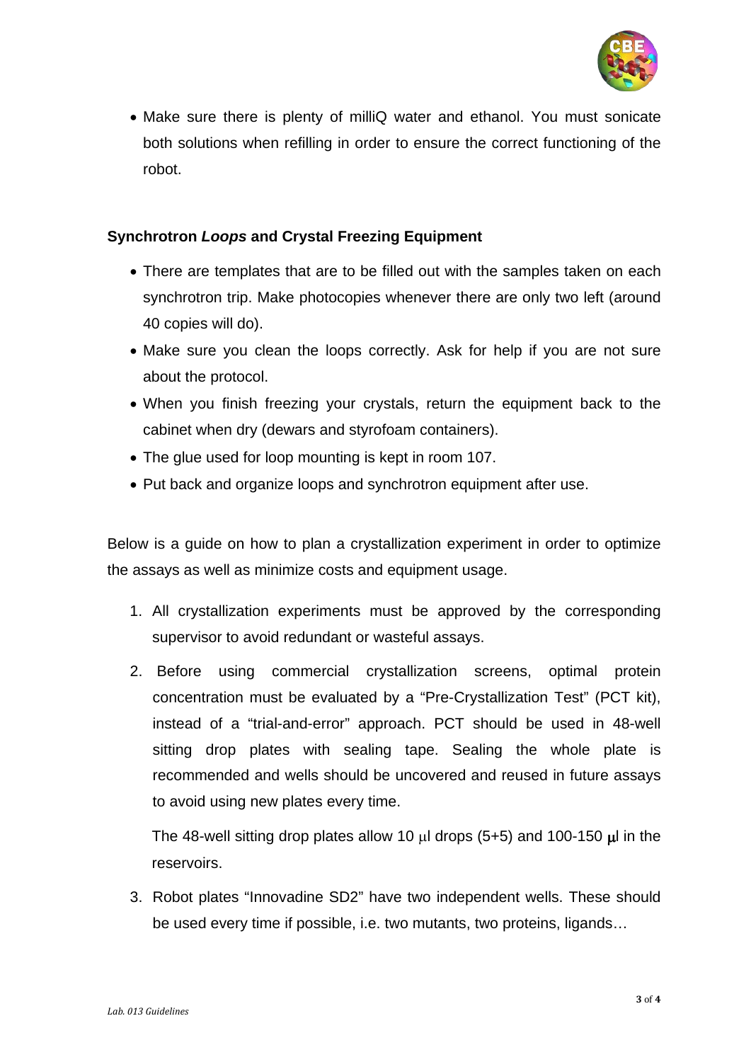- Make sure there is plenty of milliQ water and ethanol. You must sonicate both solutions when refilling in order to ensure the correct functioning of the robot.

**Synchrotron *Loops* and Crystal Freezing Equipment**

- There are templates that are to be filled out with the samples taken on each synchrotron trip. Make photocopies whenever there are only two left (around 40 copies will do).
- Make sure you clean the loops correctly. Ask for help if you are not sure about the protocol.
- When you finish freezing your crystals, return the equipment back to the cabinet when dry (dewars and styrofoam containers).
- The glue used for loop mounting is kept in room 107.
- Put back and organize loops and synchrotron equipment after use.

Below is a guide on how to plan a crystallization experiment in order to optimize the assays as well as minimize costs and equipment usage.

1. All crystallization experiments must be approved by the corresponding supervisor to avoid redundant or wasteful assays.
2. Before using commercial crystallization screens, optimal protein concentration must be evaluated by a "Pre-Crystallization Test" (PCT kit), instead of a "trial-and-error" approach. PCT should be used in 48-well sitting drop plates with sealing tape. Sealing the whole plate is recommended and wells should be uncovered and reused in future assays to avoid using new plates every time.

   The 48-well sitting drop plates allow 10 μl drops (5+5) and 100-150 μl in the reservoirs.
3. Robot plates "Innovadine SD2" have two independent wells. These should be used every time if possible, i.e. two mutants, two proteins, ligands…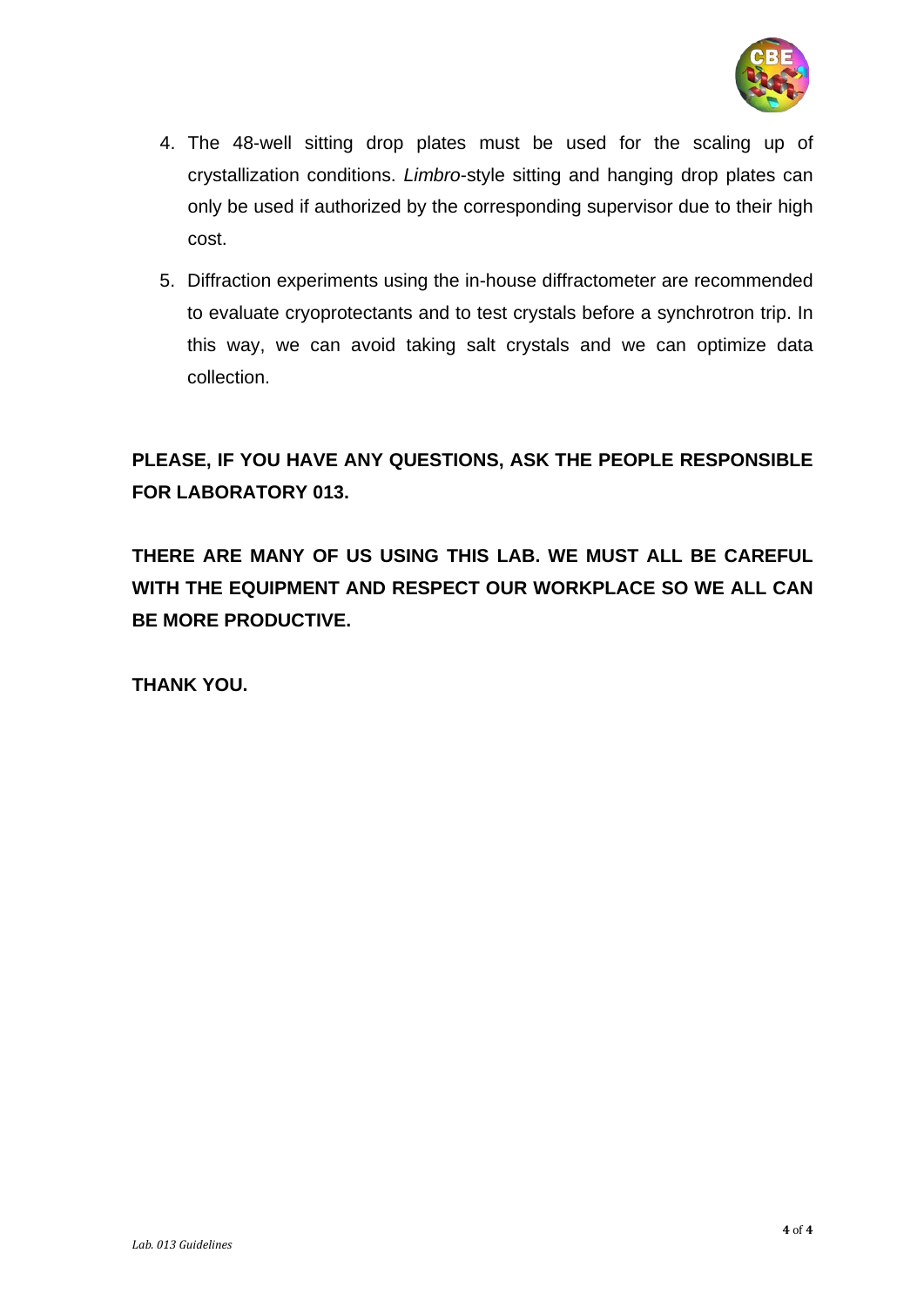4. The 48-well sitting drop plates must be used for the scaling up of crystallization conditions. *Limbro*-style sitting and hanging drop plates can only be used if authorized by the corresponding supervisor due to their high cost.

5. Diffraction experiments using the in-house diffractometer are recommended to evaluate cryoprotectants and to test crystals before a synchrotron trip. In this way, we can avoid taking salt crystals and we can optimize data collection.

**PLEASE, IF YOU HAVE ANY QUESTIONS, ASK THE PEOPLE RESPONSIBLE FOR LABORATORY 013.**

**THERE ARE MANY OF US USING THIS LAB. WE MUST ALL BE CAREFUL WITH THE EQUIPMENT AND RESPECT OUR WORKPLACE SO WE ALL CAN BE MORE PRODUCTIVE.**

**THANK YOU.**